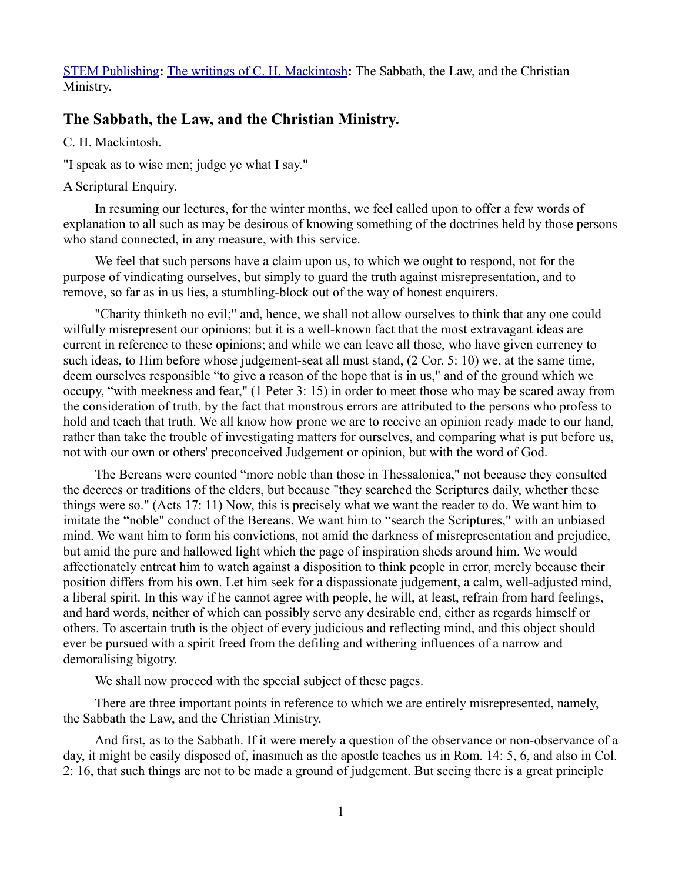[STEM Publishing](#): [The writings of C. H. Mackintosh](#): The Sabbath, the Law, and the Christian Ministry.

## The Sabbath, the Law, and the Christian Ministry.

C. H. Mackintosh.

"I speak as to wise men; judge ye what I say."

A Scriptural Enquiry.

In resuming our lectures, for the winter months, we feel called upon to offer a few words of explanation to all such as may be desirous of knowing something of the doctrines held by those persons who stand connected, in any measure, with this service.

We feel that such persons have a claim upon us, to which we ought to respond, not for the purpose of vindicating ourselves, but simply to guard the truth against misrepresentation, and to remove, so far as in us lies, a stumbling-block out of the way of honest enquirers.

"Charity thinketh no evil;" and, hence, we shall not allow ourselves to think that any one could wilfully misrepresent our opinions; but it is a well-known fact that the most extravagant ideas are current in reference to these opinions; and while we can leave all those, who have given currency to such ideas, to Him before whose judgement-seat all must stand, (2 Cor. 5: 10) we, at the same time, deem ourselves responsible "to give a reason of the hope that is in us," and of the ground which we occupy, "with meekness and fear," (1 Peter 3: 15) in order to meet those who may be scared away from the consideration of truth, by the fact that monstrous errors are attributed to the persons who profess to hold and teach that truth. We all know how prone we are to receive an opinion ready made to our hand, rather than take the trouble of investigating matters for ourselves, and comparing what is put before us, not with our own or others' preconceived Judgement or opinion, but with the word of God.

The Bereans were counted "more noble than those in Thessalonica," not because they consulted the decrees or traditions of the elders, but because "they searched the Scriptures daily, whether these things were so." (Acts 17: 11) Now, this is precisely what we want the reader to do. We want him to imitate the "noble" conduct of the Bereans. We want him to "search the Scriptures," with an unbiased mind. We want him to form his convictions, not amid the darkness of misrepresentation and prejudice, but amid the pure and hallowed light which the page of inspiration sheds around him. We would affectionately entreat him to watch against a disposition to think people in error, merely because their position differs from his own. Let him seek for a dispassionate judgement, a calm, well-adjusted mind, a liberal spirit. In this way if he cannot agree with people, he will, at least, refrain from hard feelings, and hard words, neither of which can possibly serve any desirable end, either as regards himself or others. To ascertain truth is the object of every judicious and reflecting mind, and this object should ever be pursued with a spirit freed from the defiling and withering influences of a narrow and demoralising bigotry.

We shall now proceed with the special subject of these pages.

There are three important points in reference to which we are entirely misrepresented, namely, the Sabbath the Law, and the Christian Ministry.

And first, as to the Sabbath. If it were merely a question of the observance or non-observance of a day, it might be easily disposed of, inasmuch as the apostle teaches us in Rom. 14: 5, 6, and also in Col. 2: 16, that such things are not to be made a ground of judgement. But seeing there is a great principle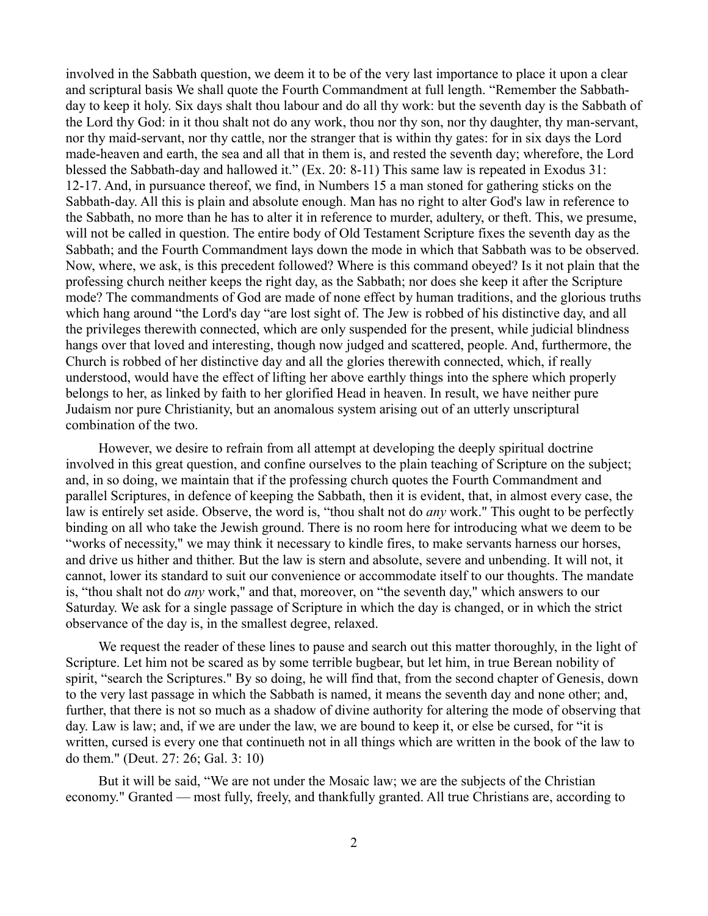involved in the Sabbath question, we deem it to be of the very last importance to place it upon a clear and scriptural basis We shall quote the Fourth Commandment at full length. "Remember the Sabbath-day to keep it holy. Six days shalt thou labour and do all thy work: but the seventh day is the Sabbath of the Lord thy God: in it thou shalt not do any work, thou nor thy son, nor thy daughter, thy man-servant, nor thy maid-servant, nor thy cattle, nor the stranger that is within thy gates: for in six days the Lord made-heaven and earth, the sea and all that in them is, and rested the seventh day; wherefore, the Lord blessed the Sabbath-day and hallowed it." (Ex. 20: 8-11) This same law is repeated in Exodus 31: 12-17. And, in pursuance thereof, we find, in Numbers 15 a man stoned for gathering sticks on the Sabbath-day. All this is plain and absolute enough. Man has no right to alter God's law in reference to the Sabbath, no more than he has to alter it in reference to murder, adultery, or theft. This, we presume, will not be called in question. The entire body of Old Testament Scripture fixes the seventh day as the Sabbath; and the Fourth Commandment lays down the mode in which that Sabbath was to be observed. Now, where, we ask, is this precedent followed? Where is this command obeyed? Is it not plain that the professing church neither keeps the right day, as the Sabbath; nor does she keep it after the Scripture mode? The commandments of God are made of none effect by human traditions, and the glorious truths which hang around "the Lord's day "are lost sight of. The Jew is robbed of his distinctive day, and all the privileges therewith connected, which are only suspended for the present, while judicial blindness hangs over that loved and interesting, though now judged and scattered, people. And, furthermore, the Church is robbed of her distinctive day and all the glories therewith connected, which, if really understood, would have the effect of lifting her above earthly things into the sphere which properly belongs to her, as linked by faith to her glorified Head in heaven. In result, we have neither pure Judaism nor pure Christianity, but an anomalous system arising out of an utterly unscriptural combination of the two.

However, we desire to refrain from all attempt at developing the deeply spiritual doctrine involved in this great question, and confine ourselves to the plain teaching of Scripture on the subject; and, in so doing, we maintain that if the professing church quotes the Fourth Commandment and parallel Scriptures, in defence of keeping the Sabbath, then it is evident, that, in almost every case, the law is entirely set aside. Observe, the word is, "thou shalt not do *any* work." This ought to be perfectly binding on all who take the Jewish ground. There is no room here for introducing what we deem to be "works of necessity," we may think it necessary to kindle fires, to make servants harness our horses, and drive us hither and thither. But the law is stern and absolute, severe and unbending. It will not, it cannot, lower its standard to suit our convenience or accommodate itself to our thoughts. The mandate is, "thou shalt not do *any* work," and that, moreover, on "the seventh day," which answers to our Saturday. We ask for a single passage of Scripture in which the day is changed, or in which the strict observance of the day is, in the smallest degree, relaxed.

We request the reader of these lines to pause and search out this matter thoroughly, in the light of Scripture. Let him not be scared as by some terrible bugbear, but let him, in true Berean nobility of spirit, "search the Scriptures." By so doing, he will find that, from the second chapter of Genesis, down to the very last passage in which the Sabbath is named, it means the seventh day and none other; and, further, that there is not so much as a shadow of divine authority for altering the mode of observing that day. Law is law; and, if we are under the law, we are bound to keep it, or else be cursed, for "it is written, cursed is every one that continueth not in all things which are written in the book of the law to do them." (Deut. 27: 26; Gal. 3: 10)

But it will be said, "We are not under the Mosaic law; we are the subjects of the Christian economy." Granted — most fully, freely, and thankfully granted. All true Christians are, according to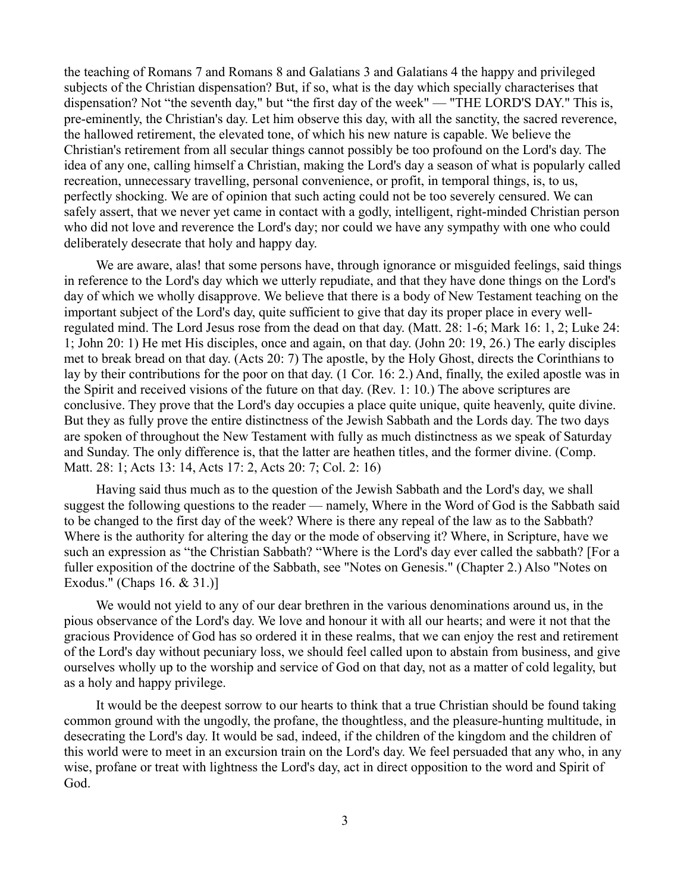the teaching of Romans 7 and Romans 8 and Galatians 3 and Galatians 4 the happy and privileged subjects of the Christian dispensation? But, if so, what is the day which specially characterises that dispensation? Not "the seventh day," but "the first day of the week" — "THE LORD'S DAY." This is, pre-eminently, the Christian's day. Let him observe this day, with all the sanctity, the sacred reverence, the hallowed retirement, the elevated tone, of which his new nature is capable. We believe the Christian's retirement from all secular things cannot possibly be too profound on the Lord's day. The idea of any one, calling himself a Christian, making the Lord's day a season of what is popularly called recreation, unnecessary travelling, personal convenience, or profit, in temporal things, is, to us, perfectly shocking. We are of opinion that such acting could not be too severely censured. We can safely assert, that we never yet came in contact with a godly, intelligent, right-minded Christian person who did not love and reverence the Lord's day; nor could we have any sympathy with one who could deliberately desecrate that holy and happy day.

We are aware, alas! that some persons have, through ignorance or misguided feelings, said things in reference to the Lord's day which we utterly repudiate, and that they have done things on the Lord's day of which we wholly disapprove. We believe that there is a body of New Testament teaching on the important subject of the Lord's day, quite sufficient to give that day its proper place in every well-regulated mind. The Lord Jesus rose from the dead on that day. (Matt. 28: 1-6; Mark 16: 1, 2; Luke 24: 1; John 20: 1) He met His disciples, once and again, on that day. (John 20: 19, 26.) The early disciples met to break bread on that day. (Acts 20: 7) The apostle, by the Holy Ghost, directs the Corinthians to lay by their contributions for the poor on that day. (1 Cor. 16: 2.) And, finally, the exiled apostle was in the Spirit and received visions of the future on that day. (Rev. 1: 10.) The above scriptures are conclusive. They prove that the Lord's day occupies a place quite unique, quite heavenly, quite divine. But they as fully prove the entire distinctness of the Jewish Sabbath and the Lords day. The two days are spoken of throughout the New Testament with fully as much distinctness as we speak of Saturday and Sunday. The only difference is, that the latter are heathen titles, and the former divine. (Comp. Matt. 28: 1; Acts 13: 14, Acts 17: 2, Acts 20: 7; Col. 2: 16)

Having said thus much as to the question of the Jewish Sabbath and the Lord's day, we shall suggest the following questions to the reader — namely, Where in the Word of God is the Sabbath said to be changed to the first day of the week? Where is there any repeal of the law as to the Sabbath? Where is the authority for altering the day or the mode of observing it? Where, in Scripture, have we such an expression as "the Christian Sabbath? "Where is the Lord's day ever called the sabbath? [For a fuller exposition of the doctrine of the Sabbath, see "Notes on Genesis." (Chapter 2.) Also "Notes on Exodus." (Chaps 16. & 31.)]

We would not yield to any of our dear brethren in the various denominations around us, in the pious observance of the Lord's day. We love and honour it with all our hearts; and were it not that the gracious Providence of God has so ordered it in these realms, that we can enjoy the rest and retirement of the Lord's day without pecuniary loss, we should feel called upon to abstain from business, and give ourselves wholly up to the worship and service of God on that day, not as a matter of cold legality, but as a holy and happy privilege.

It would be the deepest sorrow to our hearts to think that a true Christian should be found taking common ground with the ungodly, the profane, the thoughtless, and the pleasure-hunting multitude, in desecrating the Lord's day. It would be sad, indeed, if the children of the kingdom and the children of this world were to meet in an excursion train on the Lord's day. We feel persuaded that any who, in any wise, profane or treat with lightness the Lord's day, act in direct opposition to the word and Spirit of God.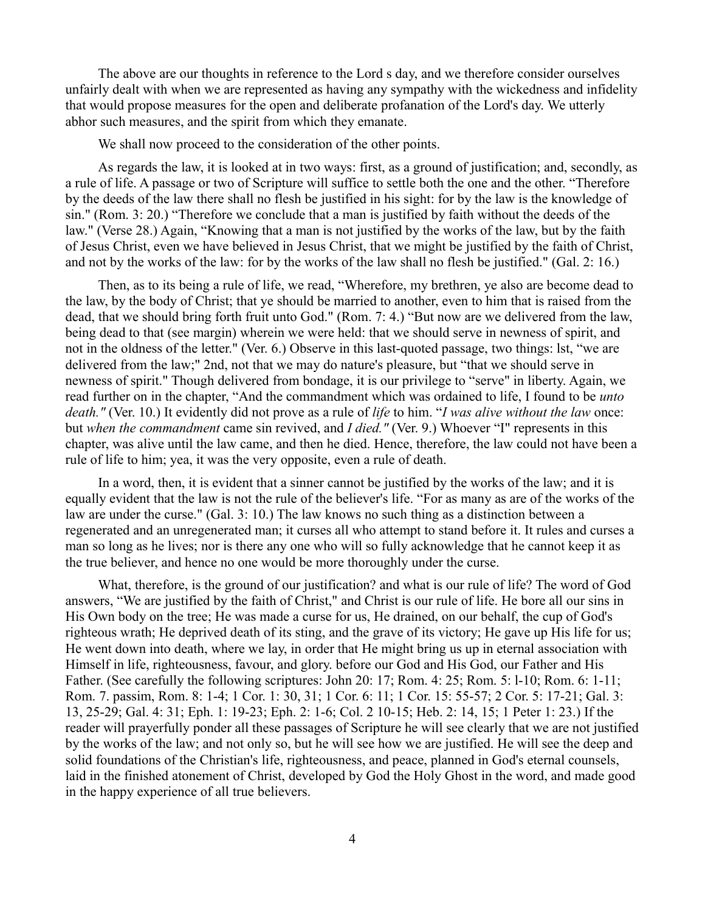The above are our thoughts in reference to the Lord s day, and we therefore consider ourselves unfairly dealt with when we are represented as having any sympathy with the wickedness and infidelity that would propose measures for the open and deliberate profanation of the Lord's day. We utterly abhor such measures, and the spirit from which they emanate.

We shall now proceed to the consideration of the other points.

As regards the law, it is looked at in two ways: first, as a ground of justification; and, secondly, as a rule of life. A passage or two of Scripture will suffice to settle both the one and the other. "Therefore by the deeds of the law there shall no flesh be justified in his sight: for by the law is the knowledge of sin." (Rom. 3: 20.) "Therefore we conclude that a man is justified by faith without the deeds of the law." (Verse 28.) Again, "Knowing that a man is not justified by the works of the law, but by the faith of Jesus Christ, even we have believed in Jesus Christ, that we might be justified by the faith of Christ, and not by the works of the law: for by the works of the law shall no flesh be justified." (Gal. 2: 16.)

Then, as to its being a rule of life, we read, "Wherefore, my brethren, ye also are become dead to the law, by the body of Christ; that ye should be married to another, even to him that is raised from the dead, that we should bring forth fruit unto God." (Rom. 7: 4.) "But now are we delivered from the law, being dead to that (see margin) wherein we were held: that we should serve in newness of spirit, and not in the oldness of the letter." (Ver. 6.) Observe in this last-quoted passage, two things: lst, "we are delivered from the law;" 2nd, not that we may do nature's pleasure, but "that we should serve in newness of spirit." Though delivered from bondage, it is our privilege to "serve" in liberty. Again, we read further on in the chapter, "And the commandment which was ordained to life, I found to be *unto death."* (Ver. 10.) It evidently did not prove as a rule of *life* to him. "*I was alive without the law* once: but *when the commandment* came sin revived, and *I died."* (Ver. 9.) Whoever "I" represents in this chapter, was alive until the law came, and then he died. Hence, therefore, the law could not have been a rule of life to him; yea, it was the very opposite, even a rule of death.

In a word, then, it is evident that a sinner cannot be justified by the works of the law; and it is equally evident that the law is not the rule of the believer's life. "For as many as are of the works of the law are under the curse." (Gal. 3: 10.) The law knows no such thing as a distinction between a regenerated and an unregenerated man; it curses all who attempt to stand before it. It rules and curses a man so long as he lives; nor is there any one who will so fully acknowledge that he cannot keep it as the true believer, and hence no one would be more thoroughly under the curse.

What, therefore, is the ground of our justification? and what is our rule of life? The word of God answers, "We are justified by the faith of Christ," and Christ is our rule of life. He bore all our sins in His Own body on the tree; He was made a curse for us, He drained, on our behalf, the cup of God's righteous wrath; He deprived death of its sting, and the grave of its victory; He gave up His life for us; He went down into death, where we lay, in order that He might bring us up in eternal association with Himself in life, righteousness, favour, and glory. before our God and His God, our Father and His Father. (See carefully the following scriptures: John 20: 17; Rom. 4: 25; Rom. 5: l-10; Rom. 6: 1-11; Rom. 7. passim, Rom. 8: 1-4; 1 Cor. 1: 30, 31; 1 Cor. 6: 11; 1 Cor. 15: 55-57; 2 Cor. 5: 17-21; Gal. 3: 13, 25-29; Gal. 4: 31; Eph. 1: 19-23; Eph. 2: 1-6; Col. 2 10-15; Heb. 2: 14, 15; 1 Peter 1: 23.) If the reader will prayerfully ponder all these passages of Scripture he will see clearly that we are not justified by the works of the law; and not only so, but he will see how we are justified. He will see the deep and solid foundations of the Christian's life, righteousness, and peace, planned in God's eternal counsels, laid in the finished atonement of Christ, developed by God the Holy Ghost in the word, and made good in the happy experience of all true believers.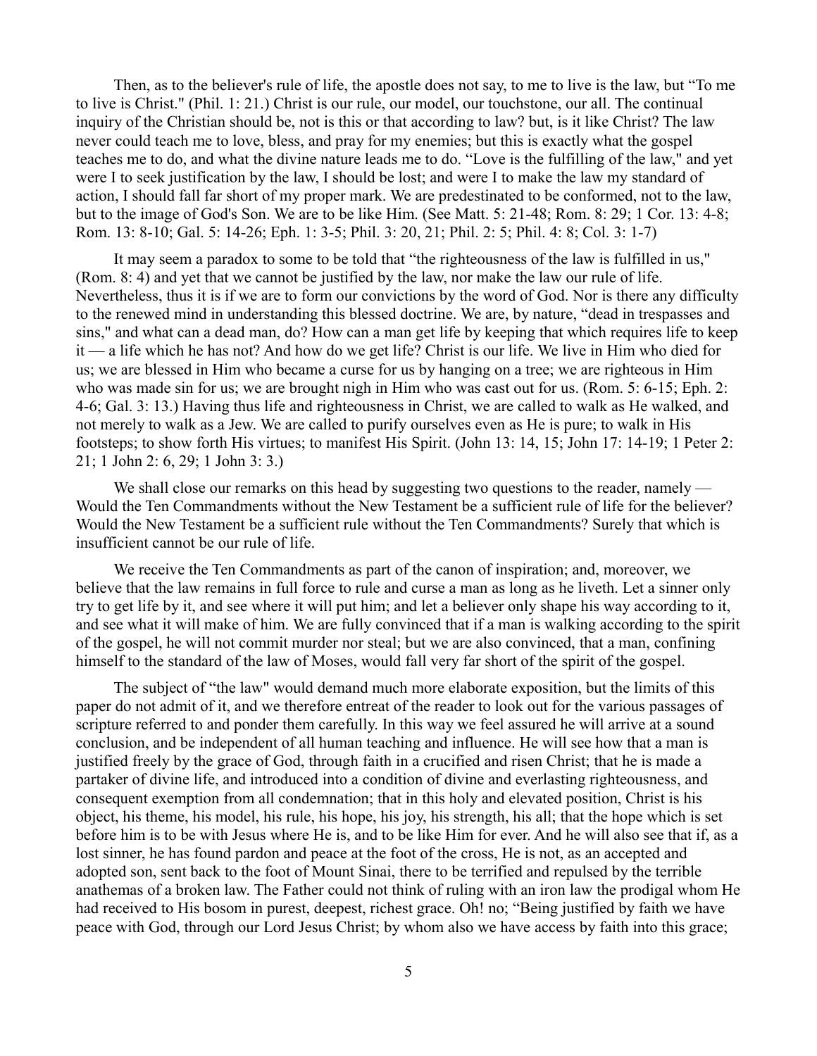Then, as to the believer's rule of life, the apostle does not say, to me to live is the law, but "To me to live is Christ." (Phil. 1: 21.) Christ is our rule, our model, our touchstone, our all. The continual inquiry of the Christian should be, not is this or that according to law? but, is it like Christ? The law never could teach me to love, bless, and pray for my enemies; but this is exactly what the gospel teaches me to do, and what the divine nature leads me to do. "Love is the fulfilling of the law," and yet were I to seek justification by the law, I should be lost; and were I to make the law my standard of action, I should fall far short of my proper mark. We are predestinated to be conformed, not to the law, but to the image of God's Son. We are to be like Him. (See Matt. 5: 21-48; Rom. 8: 29; 1 Cor. 13: 4-8; Rom. 13: 8-10; Gal. 5: 14-26; Eph. 1: 3-5; Phil. 3: 20, 21; Phil. 2: 5; Phil. 4: 8; Col. 3: 1-7)

It may seem a paradox to some to be told that "the righteousness of the law is fulfilled in us," (Rom. 8: 4) and yet that we cannot be justified by the law, nor make the law our rule of life. Nevertheless, thus it is if we are to form our convictions by the word of God. Nor is there any difficulty to the renewed mind in understanding this blessed doctrine. We are, by nature, "dead in trespasses and sins," and what can a dead man, do? How can a man get life by keeping that which requires life to keep it — a life which he has not? And how do we get life? Christ is our life. We live in Him who died for us; we are blessed in Him who became a curse for us by hanging on a tree; we are righteous in Him who was made sin for us; we are brought nigh in Him who was cast out for us. (Rom. 5: 6-15; Eph. 2: 4-6; Gal. 3: 13.) Having thus life and righteousness in Christ, we are called to walk as He walked, and not merely to walk as a Jew. We are called to purify ourselves even as He is pure; to walk in His footsteps; to show forth His virtues; to manifest His Spirit. (John 13: 14, 15; John 17: 14-19; 1 Peter 2: 21; 1 John 2: 6, 29; 1 John 3: 3.)

We shall close our remarks on this head by suggesting two questions to the reader, namely — Would the Ten Commandments without the New Testament be a sufficient rule of life for the believer? Would the New Testament be a sufficient rule without the Ten Commandments? Surely that which is insufficient cannot be our rule of life.

We receive the Ten Commandments as part of the canon of inspiration; and, moreover, we believe that the law remains in full force to rule and curse a man as long as he liveth. Let a sinner only try to get life by it, and see where it will put him; and let a believer only shape his way according to it, and see what it will make of him. We are fully convinced that if a man is walking according to the spirit of the gospel, he will not commit murder nor steal; but we are also convinced, that a man, confining himself to the standard of the law of Moses, would fall very far short of the spirit of the gospel.

The subject of "the law" would demand much more elaborate exposition, but the limits of this paper do not admit of it, and we therefore entreat of the reader to look out for the various passages of scripture referred to and ponder them carefully. In this way we feel assured he will arrive at a sound conclusion, and be independent of all human teaching and influence. He will see how that a man is justified freely by the grace of God, through faith in a crucified and risen Christ; that he is made a partaker of divine life, and introduced into a condition of divine and everlasting righteousness, and consequent exemption from all condemnation; that in this holy and elevated position, Christ is his object, his theme, his model, his rule, his hope, his joy, his strength, his all; that the hope which is set before him is to be with Jesus where He is, and to be like Him for ever. And he will also see that if, as a lost sinner, he has found pardon and peace at the foot of the cross, He is not, as an accepted and adopted son, sent back to the foot of Mount Sinai, there to be terrified and repulsed by the terrible anathemas of a broken law. The Father could not think of ruling with an iron law the prodigal whom He had received to His bosom in purest, deepest, richest grace. Oh! no; "Being justified by faith we have peace with God, through our Lord Jesus Christ; by whom also we have access by faith into this grace;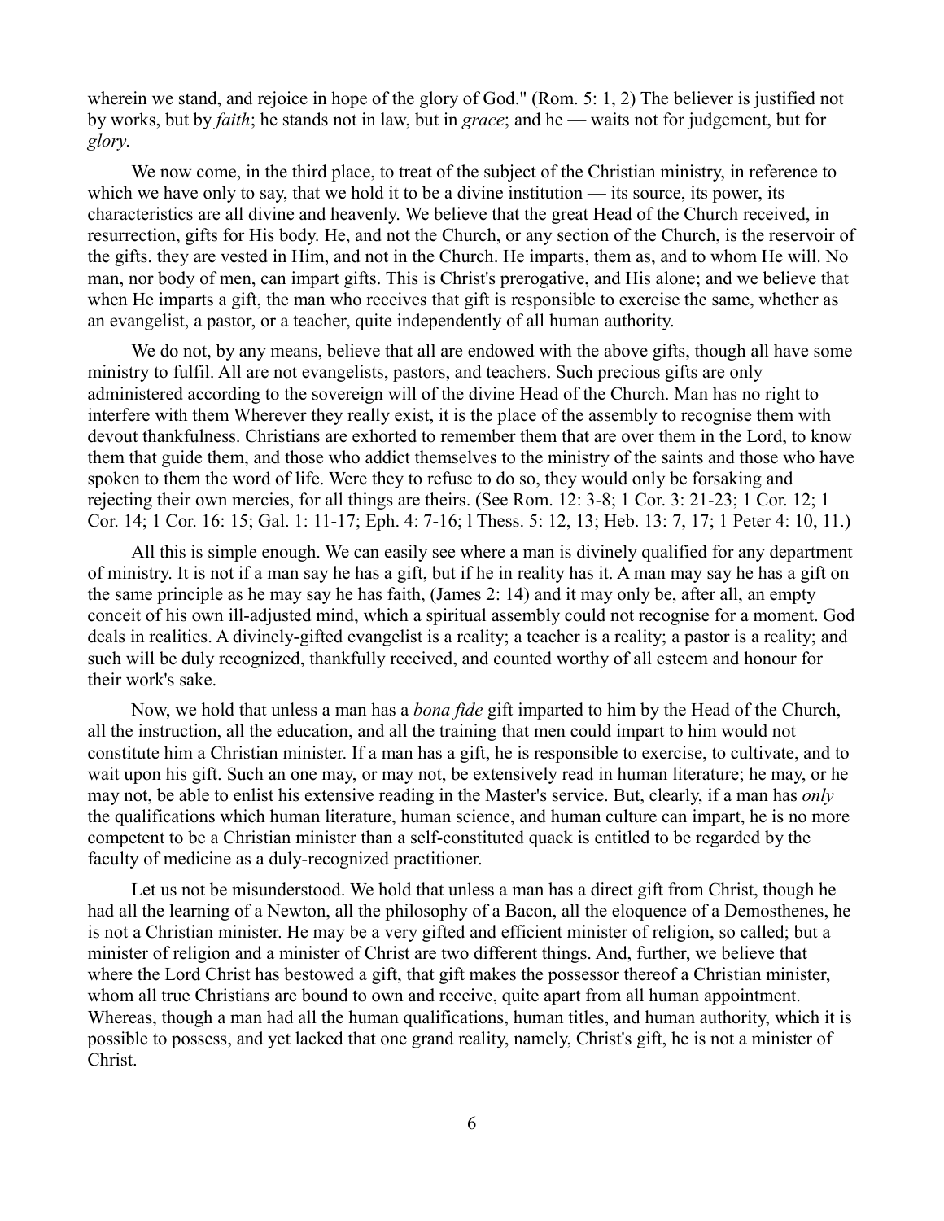wherein we stand, and rejoice in hope of the glory of God." (Rom. 5: 1, 2) The believer is justified not by works, but by *faith*; he stands not in law, but in *grace*; and he — waits not for judgement, but for *glory*.

We now come, in the third place, to treat of the subject of the Christian ministry, in reference to which we have only to say, that we hold it to be a divine institution — its source, its power, its characteristics are all divine and heavenly. We believe that the great Head of the Church received, in resurrection, gifts for His body. He, and not the Church, or any section of the Church, is the reservoir of the gifts. they are vested in Him, and not in the Church. He imparts, them as, and to whom He will. No man, nor body of men, can impart gifts. This is Christ's prerogative, and His alone; and we believe that when He imparts a gift, the man who receives that gift is responsible to exercise the same, whether as an evangelist, a pastor, or a teacher, quite independently of all human authority.

We do not, by any means, believe that all are endowed with the above gifts, though all have some ministry to fulfil. All are not evangelists, pastors, and teachers. Such precious gifts are only administered according to the sovereign will of the divine Head of the Church. Man has no right to interfere with them Wherever they really exist, it is the place of the assembly to recognise them with devout thankfulness. Christians are exhorted to remember them that are over them in the Lord, to know them that guide them, and those who addict themselves to the ministry of the saints and those who have spoken to them the word of life. Were they to refuse to do so, they would only be forsaking and rejecting their own mercies, for all things are theirs. (See Rom. 12: 3-8; 1 Cor. 3: 21-23; 1 Cor. 12; 1 Cor. 14; 1 Cor. 16: 15; Gal. 1: 11-17; Eph. 4: 7-16; l Thess. 5: 12, 13; Heb. 13: 7, 17; 1 Peter 4: 10, 11.)

All this is simple enough. We can easily see where a man is divinely qualified for any department of ministry. It is not if a man say he has a gift, but if he in reality has it. A man may say he has a gift on the same principle as he may say he has faith, (James 2: 14) and it may only be, after all, an empty conceit of his own ill-adjusted mind, which a spiritual assembly could not recognise for a moment. God deals in realities. A divinely-gifted evangelist is a reality; a teacher is a reality; a pastor is a reality; and such will be duly recognized, thankfully received, and counted worthy of all esteem and honour for their work's sake.

Now, we hold that unless a man has a *bona fide* gift imparted to him by the Head of the Church, all the instruction, all the education, and all the training that men could impart to him would not constitute him a Christian minister. If a man has a gift, he is responsible to exercise, to cultivate, and to wait upon his gift. Such an one may, or may not, be extensively read in human literature; he may, or he may not, be able to enlist his extensive reading in the Master's service. But, clearly, if a man has *only* the qualifications which human literature, human science, and human culture can impart, he is no more competent to be a Christian minister than a self-constituted quack is entitled to be regarded by the faculty of medicine as a duly-recognized practitioner.

Let us not be misunderstood. We hold that unless a man has a direct gift from Christ, though he had all the learning of a Newton, all the philosophy of a Bacon, all the eloquence of a Demosthenes, he is not a Christian minister. He may be a very gifted and efficient minister of religion, so called; but a minister of religion and a minister of Christ are two different things. And, further, we believe that where the Lord Christ has bestowed a gift, that gift makes the possessor thereof a Christian minister, whom all true Christians are bound to own and receive, quite apart from all human appointment. Whereas, though a man had all the human qualifications, human titles, and human authority, which it is possible to possess, and yet lacked that one grand reality, namely, Christ's gift, he is not a minister of Christ.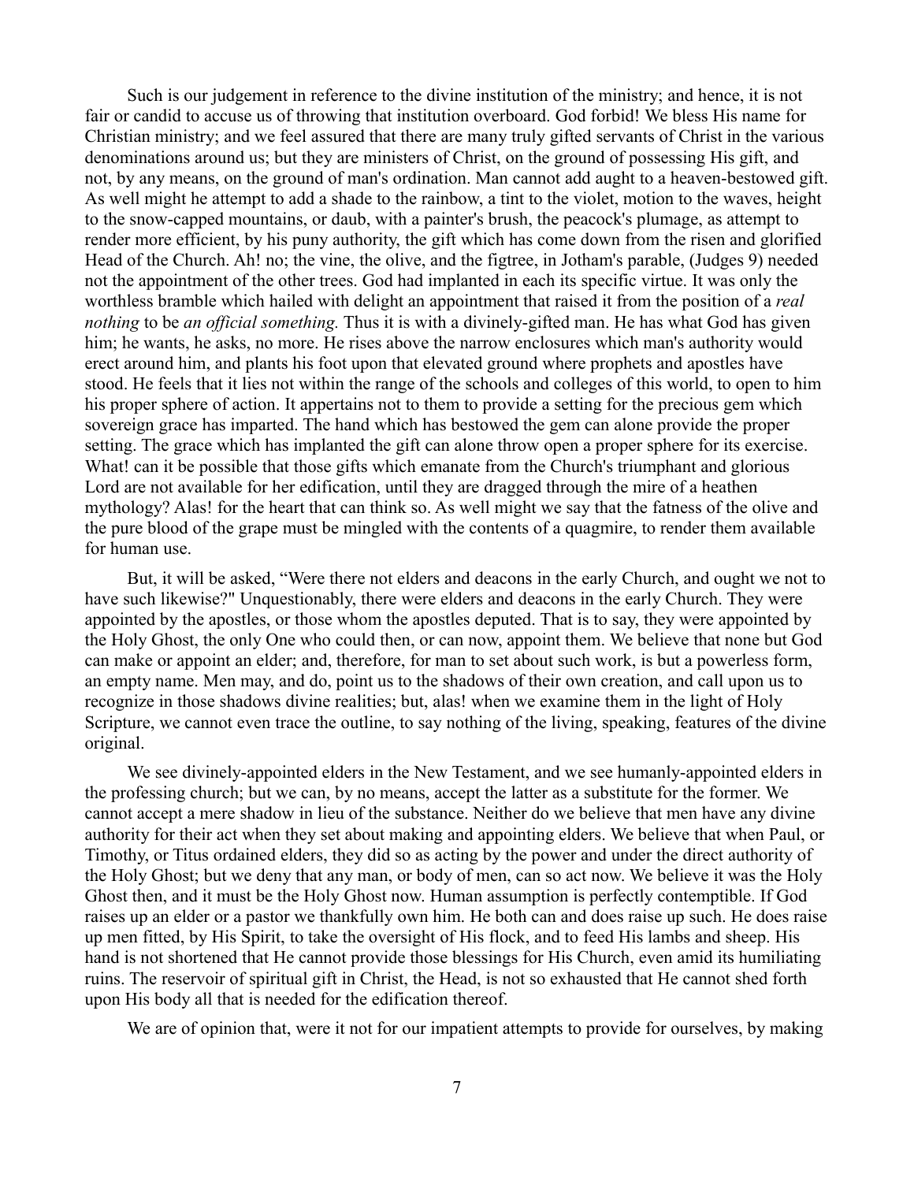Such is our judgement in reference to the divine institution of the ministry; and hence, it is not fair or candid to accuse us of throwing that institution overboard. God forbid! We bless His name for Christian ministry; and we feel assured that there are many truly gifted servants of Christ in the various denominations around us; but they are ministers of Christ, on the ground of possessing His gift, and not, by any means, on the ground of man's ordination. Man cannot add aught to a heaven-bestowed gift. As well might he attempt to add a shade to the rainbow, a tint to the violet, motion to the waves, height to the snow-capped mountains, or daub, with a painter's brush, the peacock's plumage, as attempt to render more efficient, by his puny authority, the gift which has come down from the risen and glorified Head of the Church. Ah! no; the vine, the olive, and the figtree, in Jotham's parable, (Judges 9) needed not the appointment of the other trees. God had implanted in each its specific virtue. It was only the worthless bramble which hailed with delight an appointment that raised it from the position of a *real nothing* to be *an official something.* Thus it is with a divinely-gifted man. He has what God has given him; he wants, he asks, no more. He rises above the narrow enclosures which man's authority would erect around him, and plants his foot upon that elevated ground where prophets and apostles have stood. He feels that it lies not within the range of the schools and colleges of this world, to open to him his proper sphere of action. It appertains not to them to provide a setting for the precious gem which sovereign grace has imparted. The hand which has bestowed the gem can alone provide the proper setting. The grace which has implanted the gift can alone throw open a proper sphere for its exercise. What! can it be possible that those gifts which emanate from the Church's triumphant and glorious Lord are not available for her edification, until they are dragged through the mire of a heathen mythology? Alas! for the heart that can think so. As well might we say that the fatness of the olive and the pure blood of the grape must be mingled with the contents of a quagmire, to render them available for human use.

But, it will be asked, "Were there not elders and deacons in the early Church, and ought we not to have such likewise?" Unquestionably, there were elders and deacons in the early Church. They were appointed by the apostles, or those whom the apostles deputed. That is to say, they were appointed by the Holy Ghost, the only One who could then, or can now, appoint them. We believe that none but God can make or appoint an elder; and, therefore, for man to set about such work, is but a powerless form, an empty name. Men may, and do, point us to the shadows of their own creation, and call upon us to recognize in those shadows divine realities; but, alas! when we examine them in the light of Holy Scripture, we cannot even trace the outline, to say nothing of the living, speaking, features of the divine original.

We see divinely-appointed elders in the New Testament, and we see humanly-appointed elders in the professing church; but we can, by no means, accept the latter as a substitute for the former. We cannot accept a mere shadow in lieu of the substance. Neither do we believe that men have any divine authority for their act when they set about making and appointing elders. We believe that when Paul, or Timothy, or Titus ordained elders, they did so as acting by the power and under the direct authority of the Holy Ghost; but we deny that any man, or body of men, can so act now. We believe it was the Holy Ghost then, and it must be the Holy Ghost now. Human assumption is perfectly contemptible. If God raises up an elder or a pastor we thankfully own him. He both can and does raise up such. He does raise up men fitted, by His Spirit, to take the oversight of His flock, and to feed His lambs and sheep. His hand is not shortened that He cannot provide those blessings for His Church, even amid its humiliating ruins. The reservoir of spiritual gift in Christ, the Head, is not so exhausted that He cannot shed forth upon His body all that is needed for the edification thereof.

We are of opinion that, were it not for our impatient attempts to provide for ourselves, by making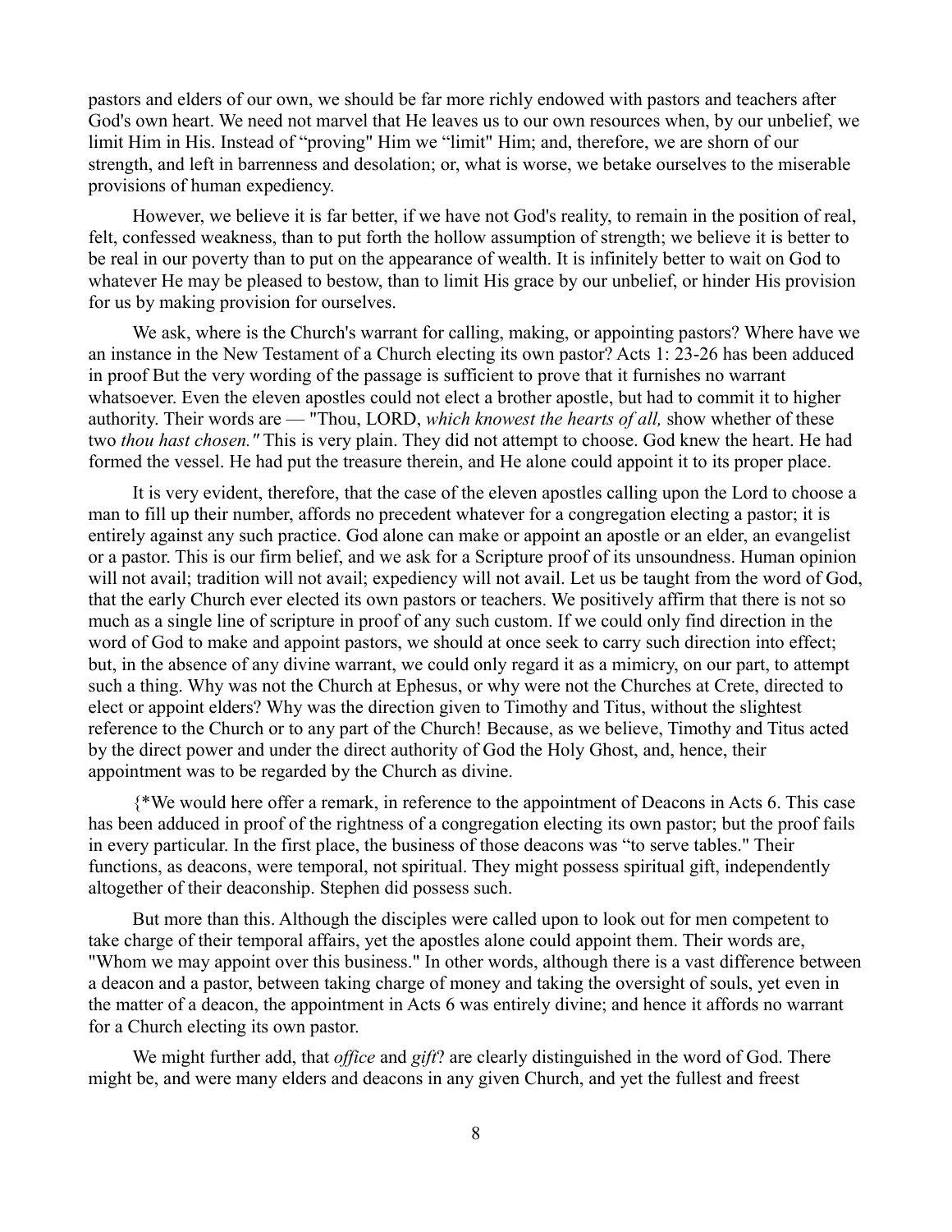pastors and elders of our own, we should be far more richly endowed with pastors and teachers after God's own heart. We need not marvel that He leaves us to our own resources when, by our unbelief, we limit Him in His. Instead of "proving" Him we "limit" Him; and, therefore, we are shorn of our strength, and left in barrenness and desolation; or, what is worse, we betake ourselves to the miserable provisions of human expediency.

However, we believe it is far better, if we have not God's reality, to remain in the position of real, felt, confessed weakness, than to put forth the hollow assumption of strength; we believe it is better to be real in our poverty than to put on the appearance of wealth. It is infinitely better to wait on God to whatever He may be pleased to bestow, than to limit His grace by our unbelief, or hinder His provision for us by making provision for ourselves.

We ask, where is the Church's warrant for calling, making, or appointing pastors? Where have we an instance in the New Testament of a Church electing its own pastor? Acts 1: 23-26 has been adduced in proof But the very wording of the passage is sufficient to prove that it furnishes no warrant whatsoever. Even the eleven apostles could not elect a brother apostle, but had to commit it to higher authority. Their words are — "Thou, LORD, *which knowest the hearts of all,* show whether of these two *thou hast chosen."* This is very plain. They did not attempt to choose. God knew the heart. He had formed the vessel. He had put the treasure therein, and He alone could appoint it to its proper place.

It is very evident, therefore, that the case of the eleven apostles calling upon the Lord to choose a man to fill up their number, affords no precedent whatever for a congregation electing a pastor; it is entirely against any such practice. God alone can make or appoint an apostle or an elder, an evangelist or a pastor. This is our firm belief, and we ask for a Scripture proof of its unsoundness. Human opinion will not avail; tradition will not avail; expediency will not avail. Let us be taught from the word of God, that the early Church ever elected its own pastors or teachers. We positively affirm that there is not so much as a single line of scripture in proof of any such custom. If we could only find direction in the word of God to make and appoint pastors, we should at once seek to carry such direction into effect; but, in the absence of any divine warrant, we could only regard it as a mimicry, on our part, to attempt such a thing. Why was not the Church at Ephesus, or why were not the Churches at Crete, directed to elect or appoint elders? Why was the direction given to Timothy and Titus, without the slightest reference to the Church or to any part of the Church! Because, as we believe, Timothy and Titus acted by the direct power and under the direct authority of God the Holy Ghost, and, hence, their appointment was to be regarded by the Church as divine.

{*We would here offer a remark, in reference to the appointment of Deacons in Acts 6. This case has been adduced in proof of the rightness of a congregation electing its own pastor; but the proof fails in every particular. In the first place, the business of those deacons was "to serve tables." Their functions, as deacons, were temporal, not spiritual. They might possess spiritual gift, independently altogether of their deaconship. Stephen did possess such.

But more than this. Although the disciples were called upon to look out for men competent to take charge of their temporal affairs, yet the apostles alone could appoint them. Their words are, "Whom we may appoint over this business." In other words, although there is a vast difference between a deacon and a pastor, between taking charge of money and taking the oversight of souls, yet even in the matter of a deacon, the appointment in Acts 6 was entirely divine; and hence it affords no warrant for a Church electing its own pastor.

We might further add, that *office* and *gift*? are clearly distinguished in the word of God. There might be, and were many elders and deacons in any given Church, and yet the fullest and freest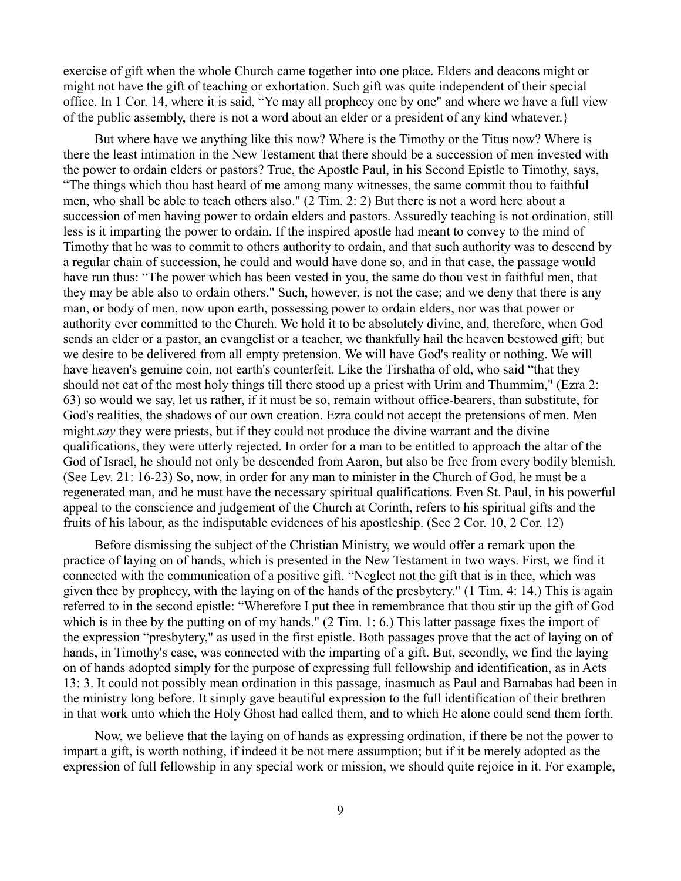exercise of gift when the whole Church came together into one place. Elders and deacons might or might not have the gift of teaching or exhortation. Such gift was quite independent of their special office. In 1 Cor. 14, where it is said, "Ye may all prophecy one by one" and where we have a full view of the public assembly, there is not a word about an elder or a president of any kind whatever.}

But where have we anything like this now? Where is the Timothy or the Titus now? Where is there the least intimation in the New Testament that there should be a succession of men invested with the power to ordain elders or pastors? True, the Apostle Paul, in his Second Epistle to Timothy, says, "The things which thou hast heard of me among many witnesses, the same commit thou to faithful men, who shall be able to teach others also." (2 Tim. 2: 2) But there is not a word here about a succession of men having power to ordain elders and pastors. Assuredly teaching is not ordination, still less is it imparting the power to ordain. If the inspired apostle had meant to convey to the mind of Timothy that he was to commit to others authority to ordain, and that such authority was to descend by a regular chain of succession, he could and would have done so, and in that case, the passage would have run thus: "The power which has been vested in you, the same do thou vest in faithful men, that they may be able also to ordain others." Such, however, is not the case; and we deny that there is any man, or body of men, now upon earth, possessing power to ordain elders, nor was that power or authority ever committed to the Church. We hold it to be absolutely divine, and, therefore, when God sends an elder or a pastor, an evangelist or a teacher, we thankfully hail the heaven bestowed gift; but we desire to be delivered from all empty pretension. We will have God's reality or nothing. We will have heaven's genuine coin, not earth's counterfeit. Like the Tirshatha of old, who said "that they should not eat of the most holy things till there stood up a priest with Urim and Thummim," (Ezra 2: 63) so would we say, let us rather, if it must be so, remain without office-bearers, than substitute, for God's realities, the shadows of our own creation. Ezra could not accept the pretensions of men. Men might *say* they were priests, but if they could not produce the divine warrant and the divine qualifications, they were utterly rejected. In order for a man to be entitled to approach the altar of the God of Israel, he should not only be descended from Aaron, but also be free from every bodily blemish. (See Lev. 21: 16-23) So, now, in order for any man to minister in the Church of God, he must be a regenerated man, and he must have the necessary spiritual qualifications. Even St. Paul, in his powerful appeal to the conscience and judgement of the Church at Corinth, refers to his spiritual gifts and the fruits of his labour, as the indisputable evidences of his apostleship. (See 2 Cor. 10, 2 Cor. 12)

Before dismissing the subject of the Christian Ministry, we would offer a remark upon the practice of laying on of hands, which is presented in the New Testament in two ways. First, we find it connected with the communication of a positive gift. "Neglect not the gift that is in thee, which was given thee by prophecy, with the laying on of the hands of the presbytery." (1 Tim. 4: 14.) This is again referred to in the second epistle: "Wherefore I put thee in remembrance that thou stir up the gift of God which is in thee by the putting on of my hands." (2 Tim. 1: 6.) This latter passage fixes the import of the expression "presbytery," as used in the first epistle. Both passages prove that the act of laying on of hands, in Timothy's case, was connected with the imparting of a gift. But, secondly, we find the laying on of hands adopted simply for the purpose of expressing full fellowship and identification, as in Acts 13: 3. It could not possibly mean ordination in this passage, inasmuch as Paul and Barnabas had been in the ministry long before. It simply gave beautiful expression to the full identification of their brethren in that work unto which the Holy Ghost had called them, and to which He alone could send them forth.

Now, we believe that the laying on of hands as expressing ordination, if there be not the power to impart a gift, is worth nothing, if indeed it be not mere assumption; but if it be merely adopted as the expression of full fellowship in any special work or mission, we should quite rejoice in it. For example,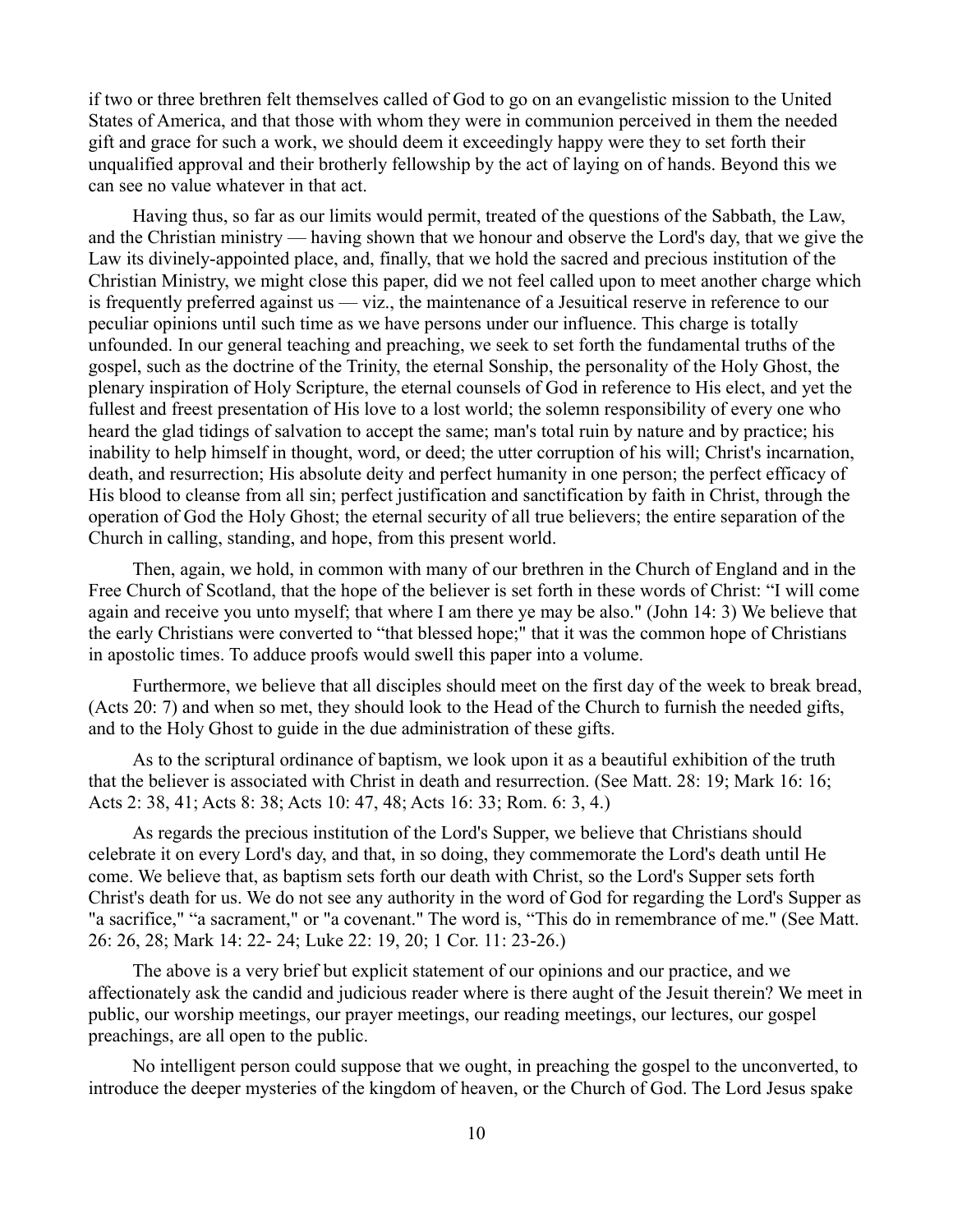if two or three brethren felt themselves called of God to go on an evangelistic mission to the United States of America, and that those with whom they were in communion perceived in them the needed gift and grace for such a work, we should deem it exceedingly happy were they to set forth their unqualified approval and their brotherly fellowship by the act of laying on of hands. Beyond this we can see no value whatever in that act.

Having thus, so far as our limits would permit, treated of the questions of the Sabbath, the Law, and the Christian ministry — having shown that we honour and observe the Lord's day, that we give the Law its divinely-appointed place, and, finally, that we hold the sacred and precious institution of the Christian Ministry, we might close this paper, did we not feel called upon to meet another charge which is frequently preferred against us — viz., the maintenance of a Jesuitical reserve in reference to our peculiar opinions until such time as we have persons under our influence. This charge is totally unfounded. In our general teaching and preaching, we seek to set forth the fundamental truths of the gospel, such as the doctrine of the Trinity, the eternal Sonship, the personality of the Holy Ghost, the plenary inspiration of Holy Scripture, the eternal counsels of God in reference to His elect, and yet the fullest and freest presentation of His love to a lost world; the solemn responsibility of every one who heard the glad tidings of salvation to accept the same; man's total ruin by nature and by practice; his inability to help himself in thought, word, or deed; the utter corruption of his will; Christ's incarnation, death, and resurrection; His absolute deity and perfect humanity in one person; the perfect efficacy of His blood to cleanse from all sin; perfect justification and sanctification by faith in Christ, through the operation of God the Holy Ghost; the eternal security of all true believers; the entire separation of the Church in calling, standing, and hope, from this present world.

Then, again, we hold, in common with many of our brethren in the Church of England and in the Free Church of Scotland, that the hope of the believer is set forth in these words of Christ: "I will come again and receive you unto myself; that where I am there ye may be also." (John 14: 3) We believe that the early Christians were converted to "that blessed hope;" that it was the common hope of Christians in apostolic times. To adduce proofs would swell this paper into a volume.

Furthermore, we believe that all disciples should meet on the first day of the week to break bread, (Acts 20: 7) and when so met, they should look to the Head of the Church to furnish the needed gifts, and to the Holy Ghost to guide in the due administration of these gifts.

As to the scriptural ordinance of baptism, we look upon it as a beautiful exhibition of the truth that the believer is associated with Christ in death and resurrection. (See Matt. 28: 19; Mark 16: 16; Acts 2: 38, 41; Acts 8: 38; Acts 10: 47, 48; Acts 16: 33; Rom. 6: 3, 4.)

As regards the precious institution of the Lord's Supper, we believe that Christians should celebrate it on every Lord's day, and that, in so doing, they commemorate the Lord's death until He come. We believe that, as baptism sets forth our death with Christ, so the Lord's Supper sets forth Christ's death for us. We do not see any authority in the word of God for regarding the Lord's Supper as "a sacrifice," "a sacrament," or "a covenant." The word is, "This do in remembrance of me." (See Matt. 26: 26, 28; Mark 14: 22- 24; Luke 22: 19, 20; 1 Cor. 11: 23-26.)

The above is a very brief but explicit statement of our opinions and our practice, and we affectionately ask the candid and judicious reader where is there aught of the Jesuit therein? We meet in public, our worship meetings, our prayer meetings, our reading meetings, our lectures, our gospel preachings, are all open to the public.

No intelligent person could suppose that we ought, in preaching the gospel to the unconverted, to introduce the deeper mysteries of the kingdom of heaven, or the Church of God. The Lord Jesus spake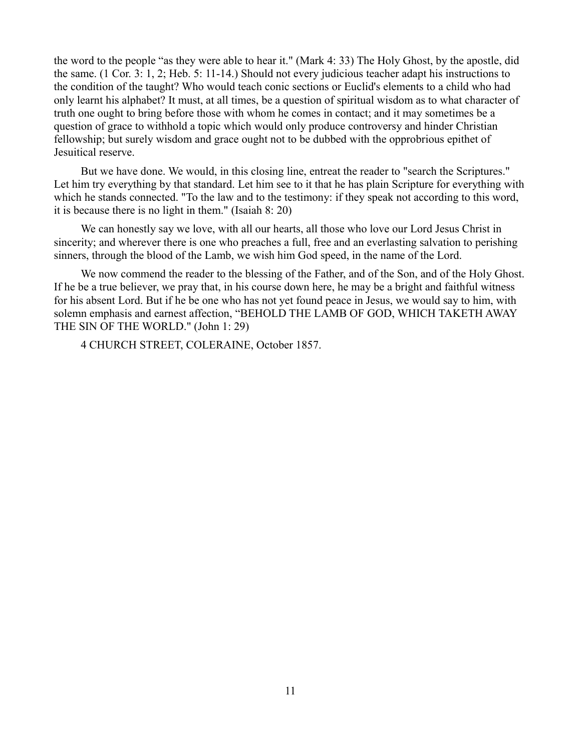the word to the people "as they were able to hear it." (Mark 4: 33) The Holy Ghost, by the apostle, did the same. (1 Cor. 3: 1, 2; Heb. 5: 11-14.) Should not every judicious teacher adapt his instructions to the condition of the taught? Who would teach conic sections or Euclid's elements to a child who had only learnt his alphabet? It must, at all times, be a question of spiritual wisdom as to what character of truth one ought to bring before those with whom he comes in contact; and it may sometimes be a question of grace to withhold a topic which would only produce controversy and hinder Christian fellowship; but surely wisdom and grace ought not to be dubbed with the opprobrious epithet of Jesuitical reserve.

But we have done. We would, in this closing line, entreat the reader to "search the Scriptures." Let him try everything by that standard. Let him see to it that he has plain Scripture for everything with which he stands connected. "To the law and to the testimony: if they speak not according to this word, it is because there is no light in them." (Isaiah 8: 20)

We can honestly say we love, with all our hearts, all those who love our Lord Jesus Christ in sincerity; and wherever there is one who preaches a full, free and an everlasting salvation to perishing sinners, through the blood of the Lamb, we wish him God speed, in the name of the Lord.

We now commend the reader to the blessing of the Father, and of the Son, and of the Holy Ghost. If he be a true believer, we pray that, in his course down here, he may be a bright and faithful witness for his absent Lord. But if he be one who has not yet found peace in Jesus, we would say to him, with solemn emphasis and earnest affection, "BEHOLD THE LAMB OF GOD, WHICH TAKETH AWAY THE SIN OF THE WORLD." (John 1: 29)

4 CHURCH STREET, COLERAINE, October 1857.